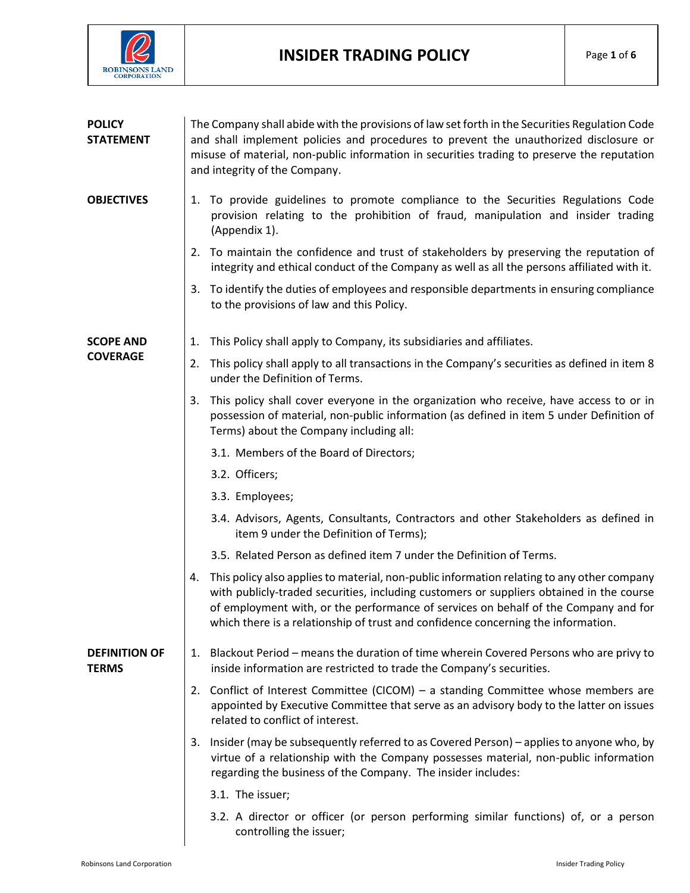# INSIDER TRADING POLICY

## POLICY STATEMENT

The Company shall abide with the provisions of law set forth in the Securities Regulation Code and shall implement policies and procedures to prevent the unauthorized disclosure or misuse of material, non-public information in securities trading to preserve the reputation and integrity of the Company.

## OBJECTIVES

1. To provide guidelines to promote compliance to the Securities Regulations Code provision relating to the prohibition of fraud, manipulation and insider trading (Appendix 1).
2. To maintain the confidence and trust of stakeholders by preserving the reputation of integrity and ethical conduct of the Company as well as all the persons affiliated with it.
3. To identify the duties of employees and responsible departments in ensuring compliance to the provisions of law and this Policy.

## SCOPE AND COVERAGE

1. This Policy shall apply to Company, its subsidiaries and affiliates.
2. This policy shall apply to all transactions in the Company's securities as defined in item 8 under the Definition of Terms.
3. This policy shall cover everyone in the organization who receive, have access to or in possession of material, non-public information (as defined in item 5 under Definition of Terms) about the Company including all:
   - 3.1. Members of the Board of Directors;
   - 3.2. Officers;
   - 3.3. Employees;
   - 3.4. Advisors, Agents, Consultants, Contractors and other Stakeholders as defined in item 9 under the Definition of Terms);
   - 3.5. Related Person as defined item 7 under the Definition of Terms.
4. This policy also applies to material, non-public information relating to any other company with publicly-traded securities, including customers or suppliers obtained in the course of employment with, or the performance of services on behalf of the Company and for which there is a relationship of trust and confidence concerning the information.

## DEFINITION OF TERMS

1. Blackout Period – means the duration of time wherein Covered Persons who are privy to inside information are restricted to trade the Company's securities.
2. Conflict of Interest Committee (CICOM) – a standing Committee whose members are appointed by Executive Committee that serve as an advisory body to the latter on issues related to conflict of interest.
3. Insider (may be subsequently referred to as Covered Person) – applies to anyone who, by virtue of a relationship with the Company possesses material, non-public information regarding the business of the Company. The insider includes:
   - 3.1. The issuer;
   - 3.2. A director or officer (or person performing similar functions) of, or a person controlling the issuer;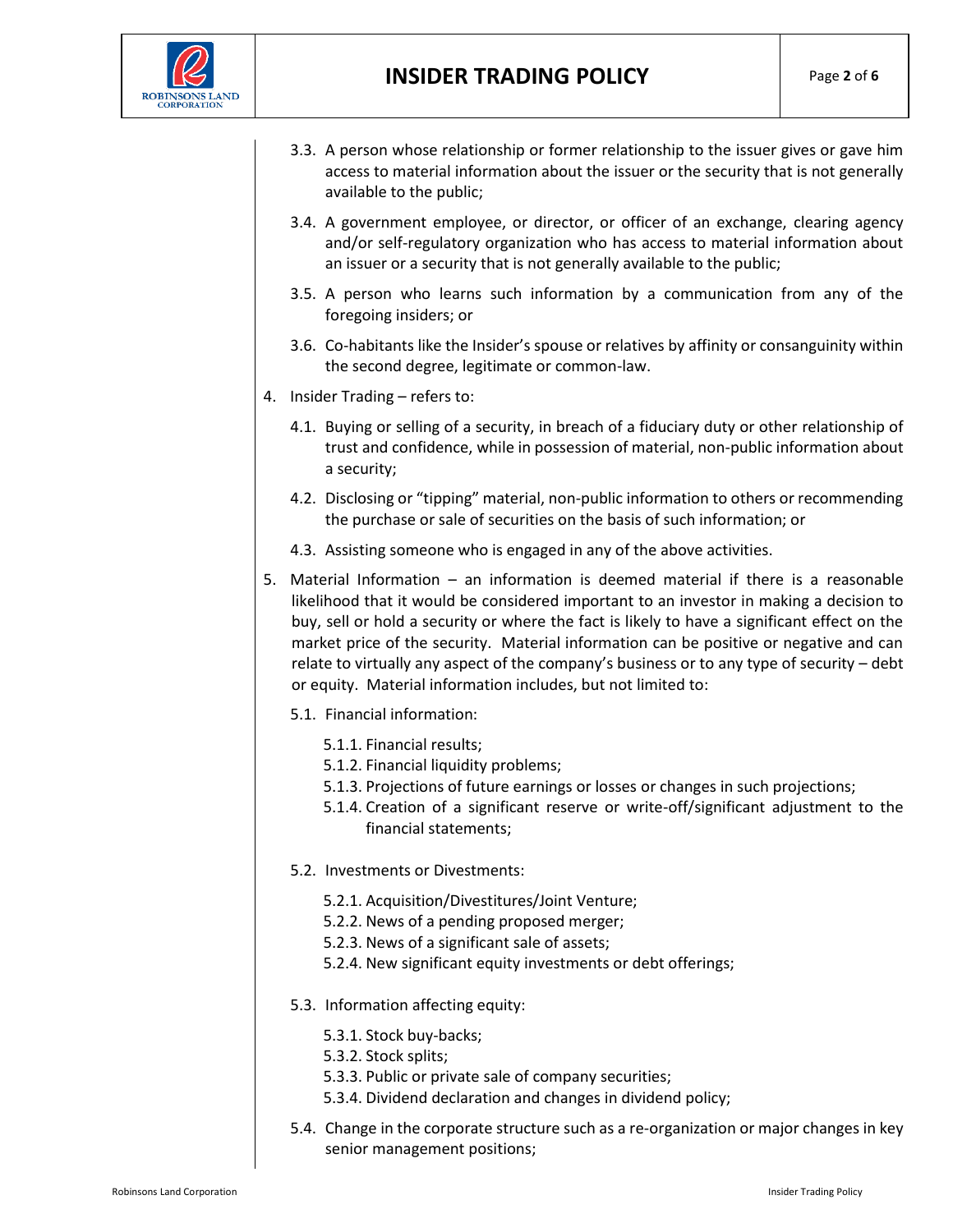3.3. A person whose relationship or former relationship to the issuer gives or gave him access to material information about the issuer or the security that is not generally available to the public;

3.4. A government employee, or director, or officer of an exchange, clearing agency and/or self-regulatory organization who has access to material information about an issuer or a security that is not generally available to the public;

3.5. A person who learns such information by a communication from any of the foregoing insiders; or

3.6. Co-habitants like the Insider's spouse or relatives by affinity or consanguinity within the second degree, legitimate or common-law.

4. Insider Trading – refers to:

   4.1. Buying or selling of a security, in breach of a fiduciary duty or other relationship of trust and confidence, while in possession of material, non-public information about a security;

   4.2. Disclosing or "tipping" material, non-public information to others or recommending the purchase or sale of securities on the basis of such information; or

   4.3. Assisting someone who is engaged in any of the above activities.

5. Material Information – an information is deemed material if there is a reasonable likelihood that it would be considered important to an investor in making a decision to buy, sell or hold a security or where the fact is likely to have a significant effect on the market price of the security. Material information can be positive or negative and can relate to virtually any aspect of the company's business or to any type of security – debt or equity. Material information includes, but not limited to:

   5.1. Financial information:

      5.1.1. Financial results;
      5.1.2. Financial liquidity problems;
      5.1.3. Projections of future earnings or losses or changes in such projections;
      5.1.4. Creation of a significant reserve or write-off/significant adjustment to the financial statements;

   5.2. Investments or Divestments:

      5.2.1. Acquisition/Divestitures/Joint Venture;
      5.2.2. News of a pending proposed merger;
      5.2.3. News of a significant sale of assets;
      5.2.4. New significant equity investments or debt offerings;

   5.3. Information affecting equity:

      5.3.1. Stock buy-backs;
      5.3.2. Stock splits;
      5.3.3. Public or private sale of company securities;
      5.3.4. Dividend declaration and changes in dividend policy;

   5.4. Change in the corporate structure such as a re-organization or major changes in key senior management positions;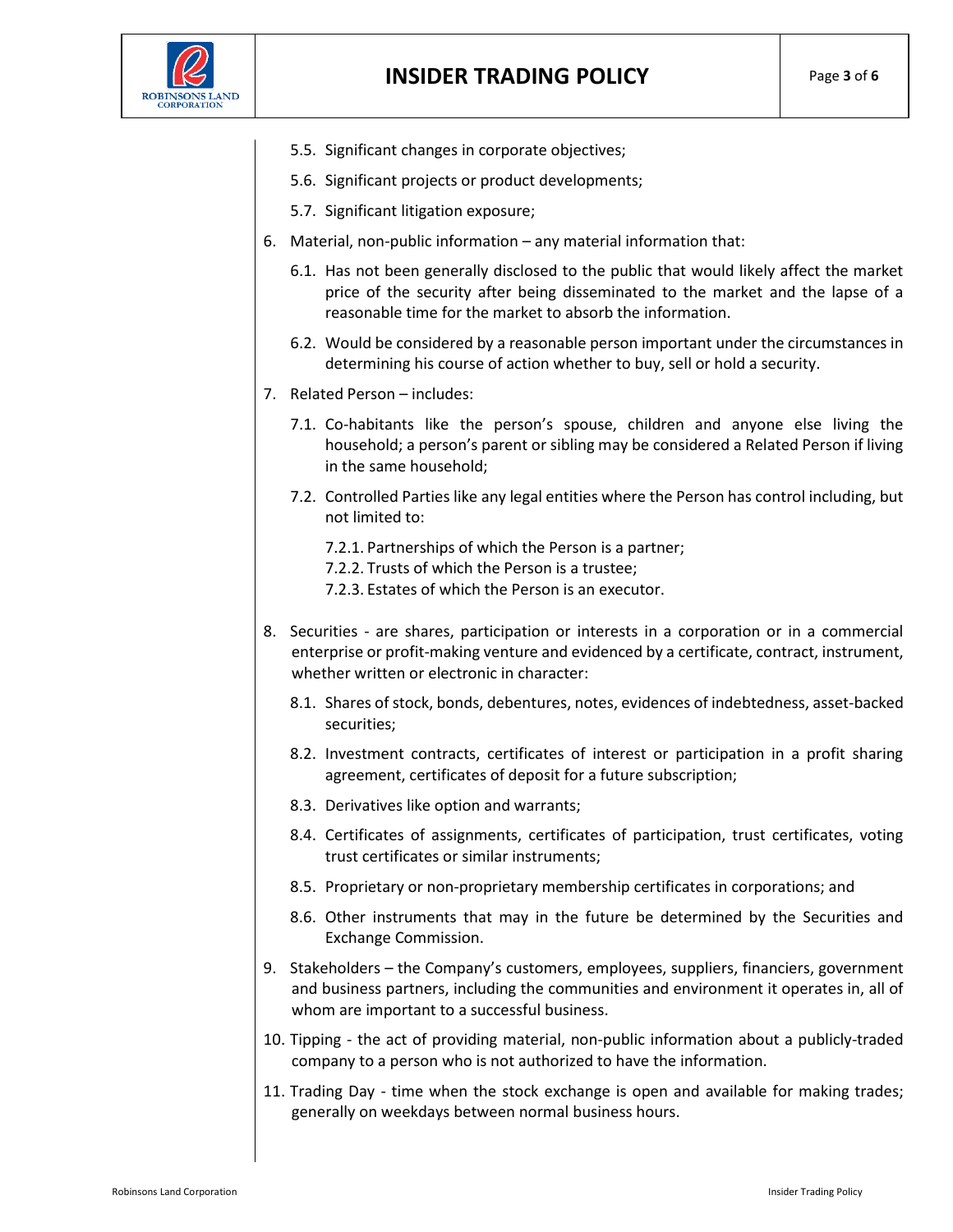5.5. Significant changes in corporate objectives;

5.6. Significant projects or product developments;

5.7. Significant litigation exposure;

6. Material, non-public information – any material information that:

   6.1. Has not been generally disclosed to the public that would likely affect the market price of the security after being disseminated to the market and the lapse of a reasonable time for the market to absorb the information.

   6.2. Would be considered by a reasonable person important under the circumstances in determining his course of action whether to buy, sell or hold a security.

7. Related Person – includes:

   7.1. Co-habitants like the person's spouse, children and anyone else living the household; a person's parent or sibling may be considered a Related Person if living in the same household;

   7.2. Controlled Parties like any legal entities where the Person has control including, but not limited to:

      7.2.1. Partnerships of which the Person is a partner;
      7.2.2. Trusts of which the Person is a trustee;
      7.2.3. Estates of which the Person is an executor.

8. Securities - are shares, participation or interests in a corporation or in a commercial enterprise or profit-making venture and evidenced by a certificate, contract, instrument, whether written or electronic in character:

   8.1. Shares of stock, bonds, debentures, notes, evidences of indebtedness, asset-backed securities;

   8.2. Investment contracts, certificates of interest or participation in a profit sharing agreement, certificates of deposit for a future subscription;

   8.3. Derivatives like option and warrants;

   8.4. Certificates of assignments, certificates of participation, trust certificates, voting trust certificates or similar instruments;

   8.5. Proprietary or non-proprietary membership certificates in corporations; and

   8.6. Other instruments that may in the future be determined by the Securities and Exchange Commission.

9. Stakeholders – the Company's customers, employees, suppliers, financiers, government and business partners, including the communities and environment it operates in, all of whom are important to a successful business.

10. Tipping - the act of providing material, non-public information about a publicly-traded company to a person who is not authorized to have the information.

11. Trading Day - time when the stock exchange is open and available for making trades; generally on weekdays between normal business hours.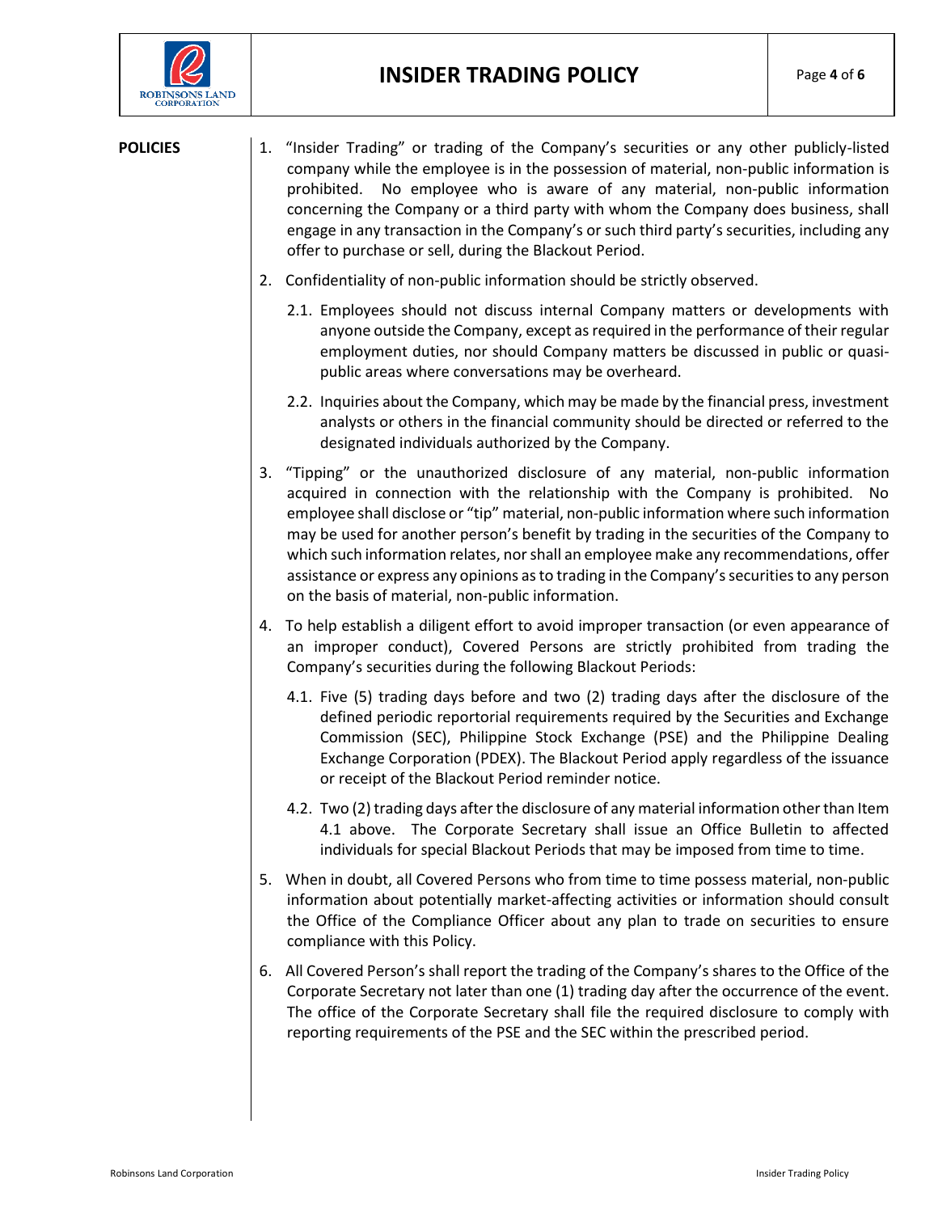**POLICIES**

1. "Insider Trading" or trading of the Company's securities or any other publicly-listed company while the employee is in the possession of material, non-public information is prohibited. No employee who is aware of any material, non-public information concerning the Company or a third party with whom the Company does business, shall engage in any transaction in the Company's or such third party's securities, including any offer to purchase or sell, during the Blackout Period.

2. Confidentiality of non-public information should be strictly observed.

   2.1. Employees should not discuss internal Company matters or developments with anyone outside the Company, except as required in the performance of their regular employment duties, nor should Company matters be discussed in public or quasi-public areas where conversations may be overheard.

   2.2. Inquiries about the Company, which may be made by the financial press, investment analysts or others in the financial community should be directed or referred to the designated individuals authorized by the Company.

3. "Tipping" or the unauthorized disclosure of any material, non-public information acquired in connection with the relationship with the Company is prohibited. No employee shall disclose or "tip" material, non-public information where such information may be used for another person's benefit by trading in the securities of the Company to which such information relates, nor shall an employee make any recommendations, offer assistance or express any opinions as to trading in the Company's securities to any person on the basis of material, non-public information.

4. To help establish a diligent effort to avoid improper transaction (or even appearance of an improper conduct), Covered Persons are strictly prohibited from trading the Company's securities during the following Blackout Periods:

   4.1. Five (5) trading days before and two (2) trading days after the disclosure of the defined periodic reportorial requirements required by the Securities and Exchange Commission (SEC), Philippine Stock Exchange (PSE) and the Philippine Dealing Exchange Corporation (PDEX). The Blackout Period apply regardless of the issuance or receipt of the Blackout Period reminder notice.

   4.2. Two (2) trading days after the disclosure of any material information other than Item 4.1 above. The Corporate Secretary shall issue an Office Bulletin to affected individuals for special Blackout Periods that may be imposed from time to time.

5. When in doubt, all Covered Persons who from time to time possess material, non-public information about potentially market-affecting activities or information should consult the Office of the Compliance Officer about any plan to trade on securities to ensure compliance with this Policy.

6. All Covered Person's shall report the trading of the Company's shares to the Office of the Corporate Secretary not later than one (1) trading day after the occurrence of the event. The office of the Corporate Secretary shall file the required disclosure to comply with reporting requirements of the PSE and the SEC within the prescribed period.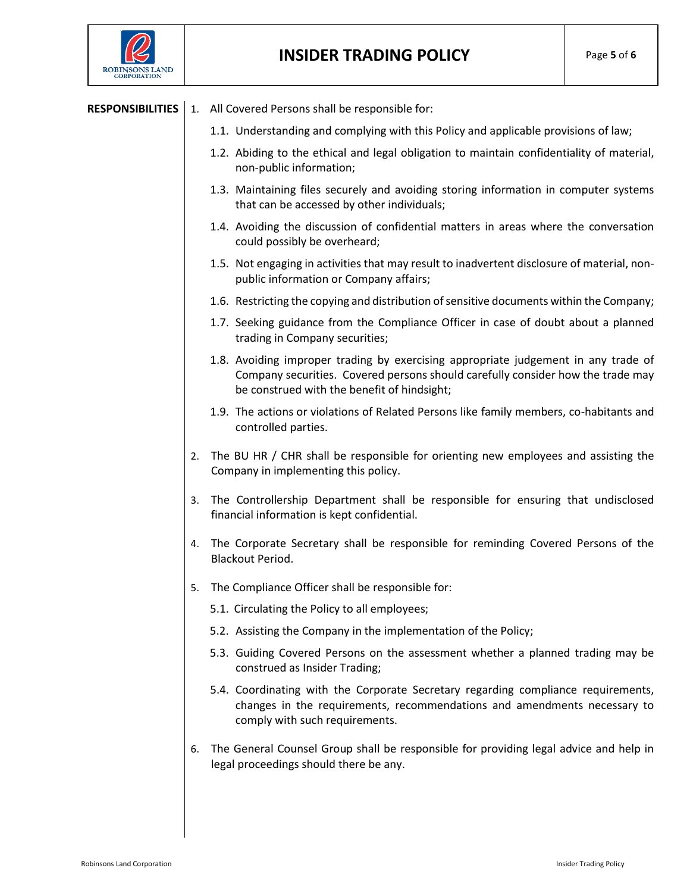**RESPONSIBILITIES**

1. All Covered Persons shall be responsible for:
   - 1.1. Understanding and complying with this Policy and applicable provisions of law;
   - 1.2. Abiding to the ethical and legal obligation to maintain confidentiality of material, non-public information;
   - 1.3. Maintaining files securely and avoiding storing information in computer systems that can be accessed by other individuals;
   - 1.4. Avoiding the discussion of confidential matters in areas where the conversation could possibly be overheard;
   - 1.5. Not engaging in activities that may result to inadvertent disclosure of material, non-public information or Company affairs;
   - 1.6. Restricting the copying and distribution of sensitive documents within the Company;
   - 1.7. Seeking guidance from the Compliance Officer in case of doubt about a planned trading in Company securities;
   - 1.8. Avoiding improper trading by exercising appropriate judgement in any trade of Company securities. Covered persons should carefully consider how the trade may be construed with the benefit of hindsight;
   - 1.9. The actions or violations of Related Persons like family members, co-habitants and controlled parties.
2. The BU HR / CHR shall be responsible for orienting new employees and assisting the Company in implementing this policy.
3. The Controllership Department shall be responsible for ensuring that undisclosed financial information is kept confidential.
4. The Corporate Secretary shall be responsible for reminding Covered Persons of the Blackout Period.
5. The Compliance Officer shall be responsible for:
   - 5.1. Circulating the Policy to all employees;
   - 5.2. Assisting the Company in the implementation of the Policy;
   - 5.3. Guiding Covered Persons on the assessment whether a planned trading may be construed as Insider Trading;
   - 5.4. Coordinating with the Corporate Secretary regarding compliance requirements, changes in the requirements, recommendations and amendments necessary to comply with such requirements.
6. The General Counsel Group shall be responsible for providing legal advice and help in legal proceedings should there be any.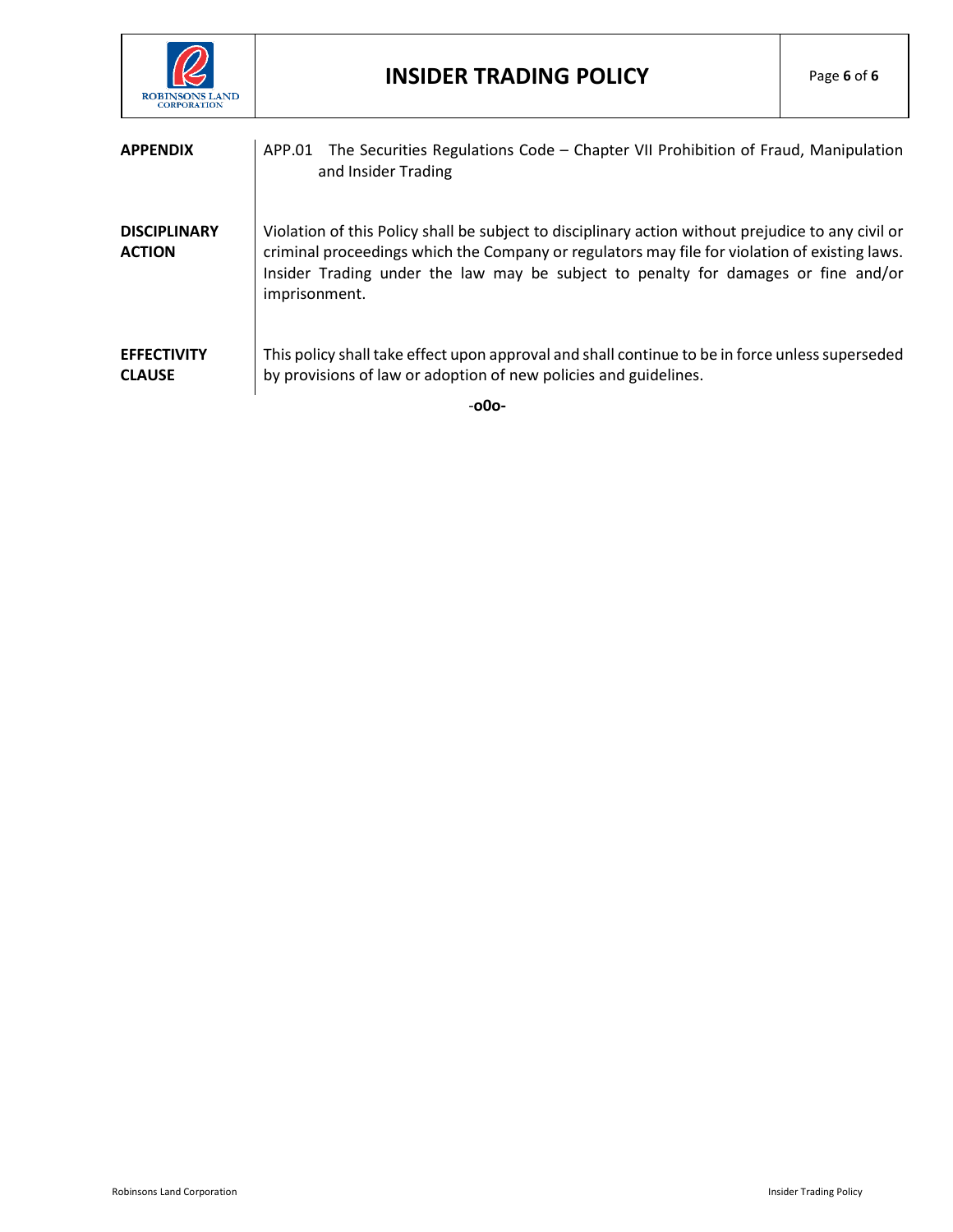**APPENDIX**

APP.01 The Securities Regulations Code – Chapter VII Prohibition of Fraud, Manipulation and Insider Trading

**DISCIPLINARY ACTION**

Violation of this Policy shall be subject to disciplinary action without prejudice to any civil or criminal proceedings which the Company or regulators may file for violation of existing laws. Insider Trading under the law may be subject to penalty for damages or fine and/or imprisonment.

**EFFECTIVITY CLAUSE**

This policy shall take effect upon approval and shall continue to be in force unless superseded by provisions of law or adoption of new policies and guidelines.

-**o0o-**